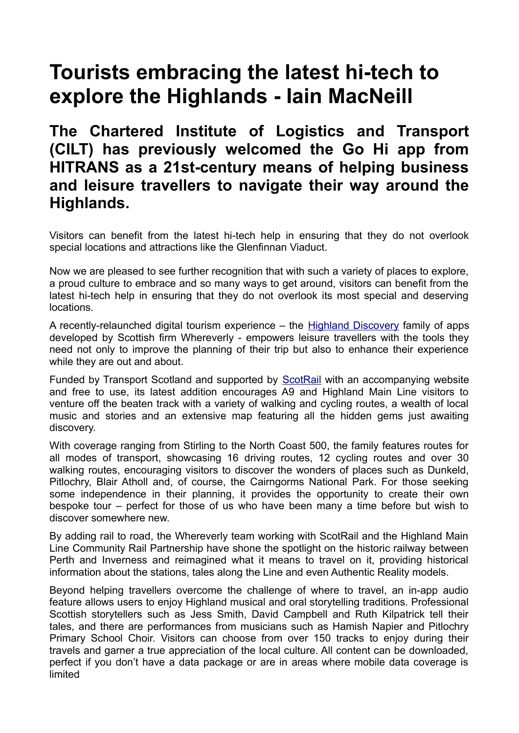# Tourists embracing the latest hi-tech to explore the Highlands - Iain MacNeill

## The Chartered Institute of Logistics and Transport (CILT) has previously welcomed the Go Hi app from HITRANS as a 21st-century means of helping business and leisure travellers to navigate their way around the Highlands.

Visitors can benefit from the latest hi-tech help in ensuring that they do not overlook special locations and attractions like the Glenfinnan Viaduct.

Now we are pleased to see further recognition that with such a variety of places to explore, a proud culture to embrace and so many ways to get around, visitors can benefit from the latest hi-tech help in ensuring that they do not overlook its most special and deserving locations.

A recently-relaunched digital tourism experience – the Highland Discovery family of apps developed by Scottish firm Whereverly - empowers leisure travellers with the tools they need not only to improve the planning of their trip but also to enhance their experience while they are out and about.

Funded by Transport Scotland and supported by ScotRail with an accompanying website and free to use, its latest addition encourages A9 and Highland Main Line visitors to venture off the beaten track with a variety of walking and cycling routes, a wealth of local music and stories and an extensive map featuring all the hidden gems just awaiting discovery.

With coverage ranging from Stirling to the North Coast 500, the family features routes for all modes of transport, showcasing 16 driving routes, 12 cycling routes and over 30 walking routes, encouraging visitors to discover the wonders of places such as Dunkeld, Pitlochry, Blair Atholl and, of course, the Cairngorms National Park. For those seeking some independence in their planning, it provides the opportunity to create their own bespoke tour – perfect for those of us who have been many a time before but wish to discover somewhere new.

By adding rail to road, the Whereverly team working with ScotRail and the Highland Main Line Community Rail Partnership have shone the spotlight on the historic railway between Perth and Inverness and reimagined what it means to travel on it, providing historical information about the stations, tales along the Line and even Authentic Reality models.

Beyond helping travellers overcome the challenge of where to travel, an in-app audio feature allows users to enjoy Highland musical and oral storytelling traditions. Professional Scottish storytellers such as Jess Smith, David Campbell and Ruth Kilpatrick tell their tales, and there are performances from musicians such as Hamish Napier and Pitlochry Primary School Choir. Visitors can choose from over 150 tracks to enjoy during their travels and garner a true appreciation of the local culture. All content can be downloaded, perfect if you don't have a data package or are in areas where mobile data coverage is limited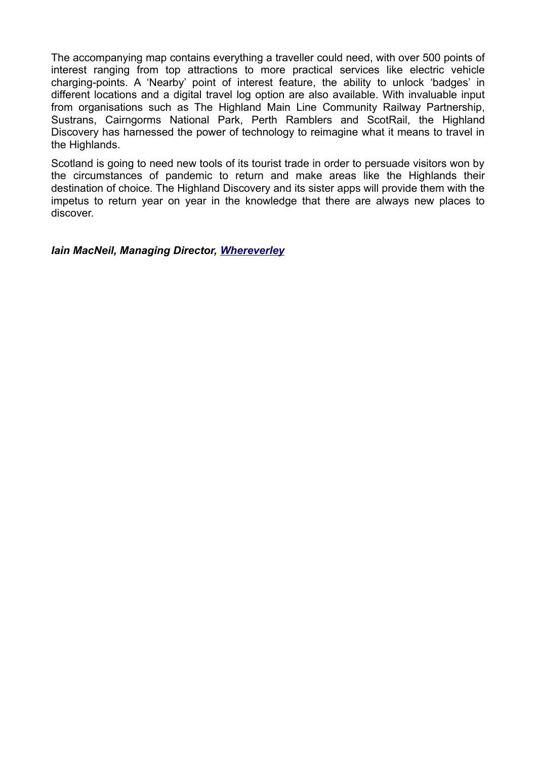The accompanying map contains everything a traveller could need, with over 500 points of interest ranging from top attractions to more practical services like electric vehicle charging-points. A 'Nearby' point of interest feature, the ability to unlock 'badges' in different locations and a digital travel log option are also available. With invaluable input from organisations such as The Highland Main Line Community Railway Partnership, Sustrans, Cairngorms National Park, Perth Ramblers and ScotRail, the Highland Discovery has harnessed the power of technology to reimagine what it means to travel in the Highlands.

Scotland is going to need new tools of its tourist trade in order to persuade visitors won by the circumstances of pandemic to return and make areas like the Highlands their destination of choice. The Highland Discovery and its sister apps will provide them with the impetus to return year on year in the knowledge that there are always new places to discover.

***Iain MacNeil, Managing Director, Whereverley***